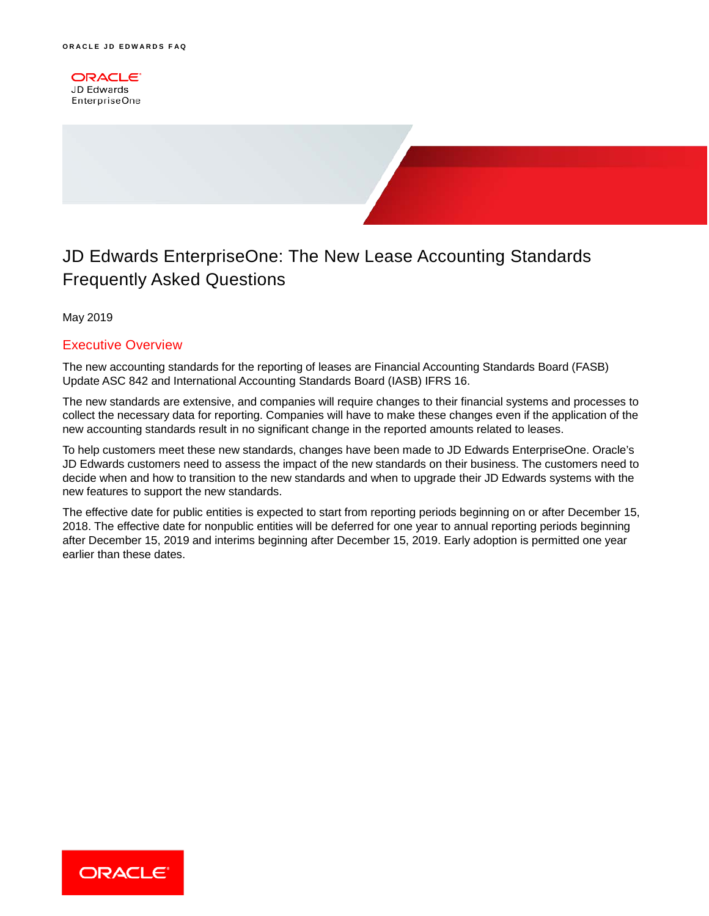# JD Edwards EnterpriseOne: The New Lease Accounting Standards Frequently Asked Questions

May 2019

## Executive Overview

The new accounting standards for the reporting of leases are Financial Accounting Standards Board (FASB) Update ASC 842 and International Accounting Standards Board (IASB) IFRS 16.

The new standards are extensive, and companies will require changes to their financial systems and processes to collect the necessary data for reporting. Companies will have to make these changes even if the application of the new accounting standards result in no significant change in the reported amounts related to leases.

To help customers meet these new standards, changes have been made to JD Edwards EnterpriseOne. Oracle's JD Edwards customers need to assess the impact of the new standards on their business. The customers need to decide when and how to transition to the new standards and when to upgrade their JD Edwards systems with the new features to support the new standards.

The effective date for public entities is expected to start from reporting periods beginning on or after December 15, 2018. The effective date for nonpublic entities will be deferred for one year to annual reporting periods beginning after December 15, 2019 and interims beginning after December 15, 2019. Early adoption is permitted one year earlier than these dates.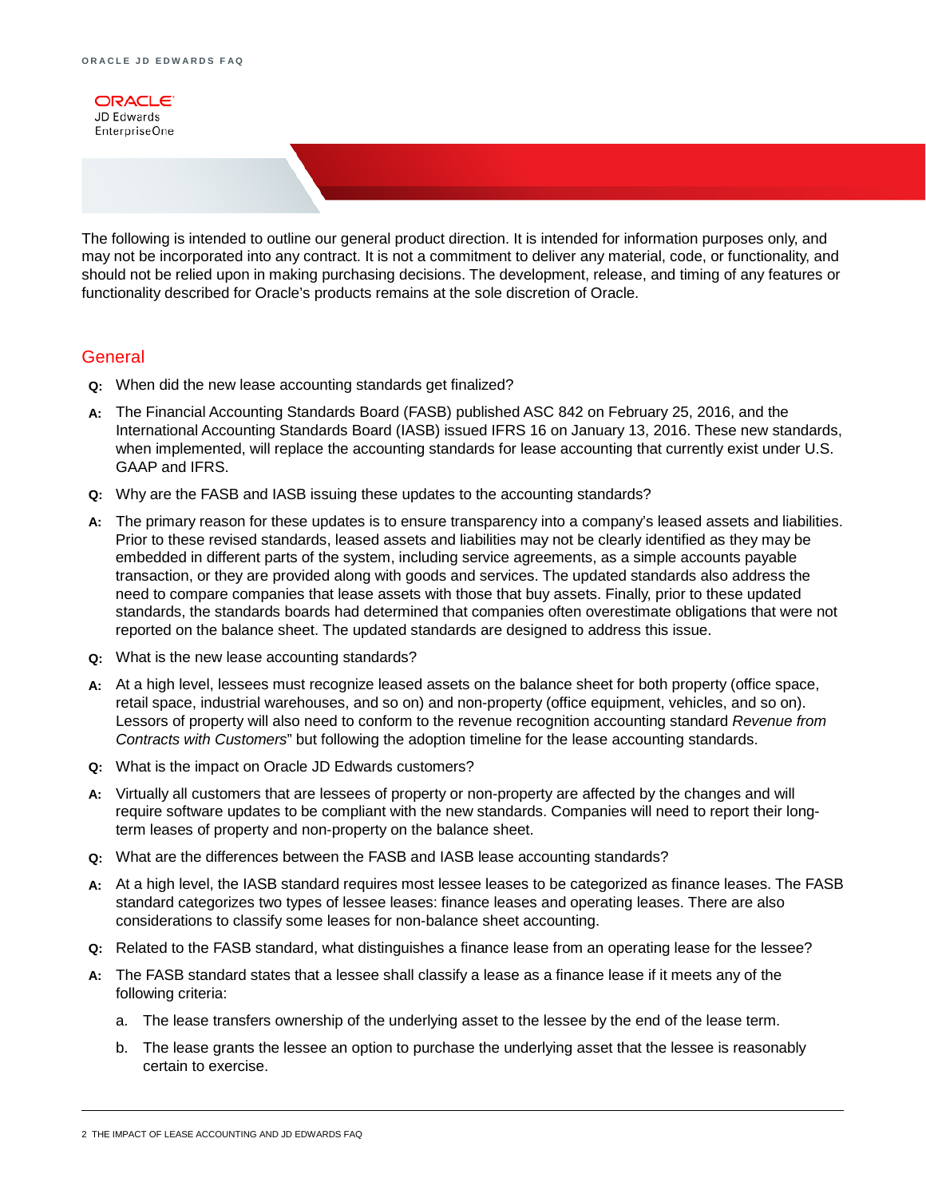The following is intended to outline our general product direction. It is intended for information purposes only, and may not be incorporated into any contract. It is not a commitment to deliver any material, code, or functionality, and should not be relied upon in making purchasing decisions. The development, release, and timing of any features or functionality described for Oracle's products remains at the sole discretion of Oracle.

## General

**Q:** When did the new lease accounting standards get finalized?

**A:** The Financial Accounting Standards Board (FASB) published ASC 842 on February 25, 2016, and the International Accounting Standards Board (IASB) issued IFRS 16 on January 13, 2016. These new standards, when implemented, will replace the accounting standards for lease accounting that currently exist under U.S. GAAP and IFRS.

**Q:** Why are the FASB and IASB issuing these updates to the accounting standards?

**A:** The primary reason for these updates is to ensure transparency into a company's leased assets and liabilities. Prior to these revised standards, leased assets and liabilities may not be clearly identified as they may be embedded in different parts of the system, including service agreements, as a simple accounts payable transaction, or they are provided along with goods and services. The updated standards also address the need to compare companies that lease assets with those that buy assets. Finally, prior to these updated standards, the standards boards had determined that companies often overestimate obligations that were not reported on the balance sheet. The updated standards are designed to address this issue.

**Q:** What is the new lease accounting standards?

**A:** At a high level, lessees must recognize leased assets on the balance sheet for both property (office space, retail space, industrial warehouses, and so on) and non-property (office equipment, vehicles, and so on). Lessors of property will also need to conform to the revenue recognition accounting standard *Revenue from Contracts with Customers*" but following the adoption timeline for the lease accounting standards.

**Q:** What is the impact on Oracle JD Edwards customers?

**A:** Virtually all customers that are lessees of property or non-property are affected by the changes and will require software updates to be compliant with the new standards. Companies will need to report their long-term leases of property and non-property on the balance sheet.

**Q:** What are the differences between the FASB and IASB lease accounting standards?

**A:** At a high level, the IASB standard requires most lessee leases to be categorized as finance leases. The FASB standard categorizes two types of lessee leases: finance leases and operating leases. There are also considerations to classify some leases for non-balance sheet accounting.

**Q:** Related to the FASB standard, what distinguishes a finance lease from an operating lease for the lessee?

**A:** The FASB standard states that a lessee shall classify a lease as a finance lease if it meets any of the following criteria:

a. The lease transfers ownership of the underlying asset to the lessee by the end of the lease term.

b. The lease grants the lessee an option to purchase the underlying asset that the lessee is reasonably certain to exercise.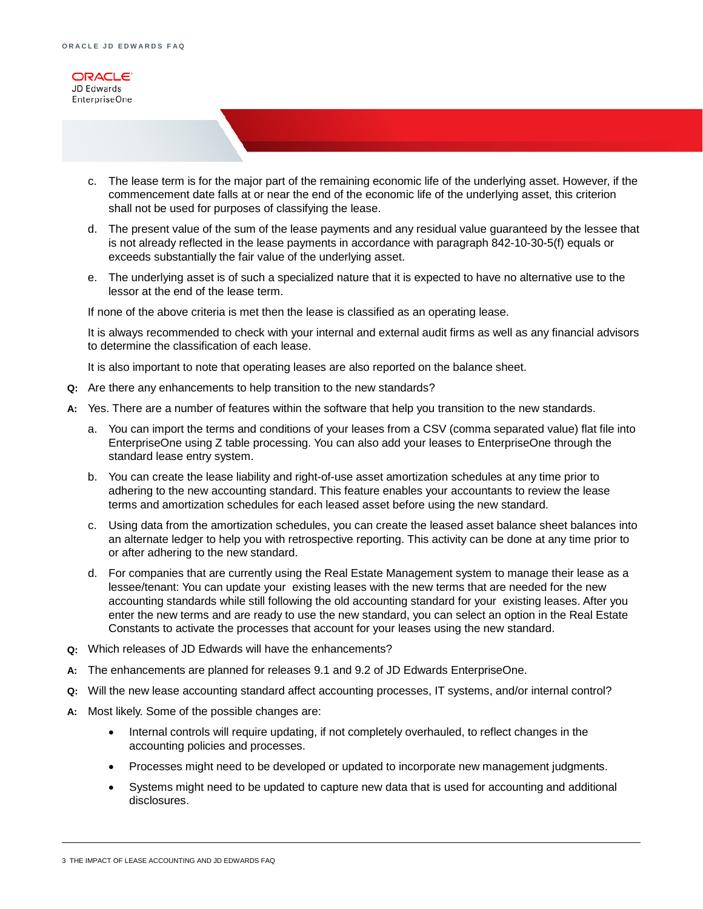c. The lease term is for the major part of the remaining economic life of the underlying asset. However, if the commencement date falls at or near the end of the economic life of the underlying asset, this criterion shall not be used for purposes of classifying the lease.

d. The present value of the sum of the lease payments and any residual value guaranteed by the lessee that is not already reflected in the lease payments in accordance with paragraph 842-10-30-5(f) equals or exceeds substantially the fair value of the underlying asset.

e. The underlying asset is of such a specialized nature that it is expected to have no alternative use to the lessor at the end of the lease term.

If none of the above criteria is met then the lease is classified as an operating lease.

It is always recommended to check with your internal and external audit firms as well as any financial advisors to determine the classification of each lease.

It is also important to note that operating leases are also reported on the balance sheet.

**Q:** Are there any enhancements to help transition to the new standards?

**A:** Yes. There are a number of features within the software that help you transition to the new standards.

a. You can import the terms and conditions of your leases from a CSV (comma separated value) flat file into EnterpriseOne using Z table processing. You can also add your leases to EnterpriseOne through the standard lease entry system.

b. You can create the lease liability and right-of-use asset amortization schedules at any time prior to adhering to the new accounting standard. This feature enables your accountants to review the lease terms and amortization schedules for each leased asset before using the new standard.

c. Using data from the amortization schedules, you can create the leased asset balance sheet balances into an alternate ledger to help you with retrospective reporting. This activity can be done at any time prior to or after adhering to the new standard.

d. For companies that are currently using the Real Estate Management system to manage their lease as a lessee/tenant: You can update your existing leases with the new terms that are needed for the new accounting standards while still following the old accounting standard for your existing leases. After you enter the new terms and are ready to use the new standard, you can select an option in the Real Estate Constants to activate the processes that account for your leases using the new standard.

**Q:** Which releases of JD Edwards will have the enhancements?

**A:** The enhancements are planned for releases 9.1 and 9.2 of JD Edwards EnterpriseOne.

**Q:** Will the new lease accounting standard affect accounting processes, IT systems, and/or internal control?

**A:** Most likely. Some of the possible changes are:

- Internal controls will require updating, if not completely overhauled, to reflect changes in the accounting policies and processes.
- Processes might need to be developed or updated to incorporate new management judgments.
- Systems might need to be updated to capture new data that is used for accounting and additional disclosures.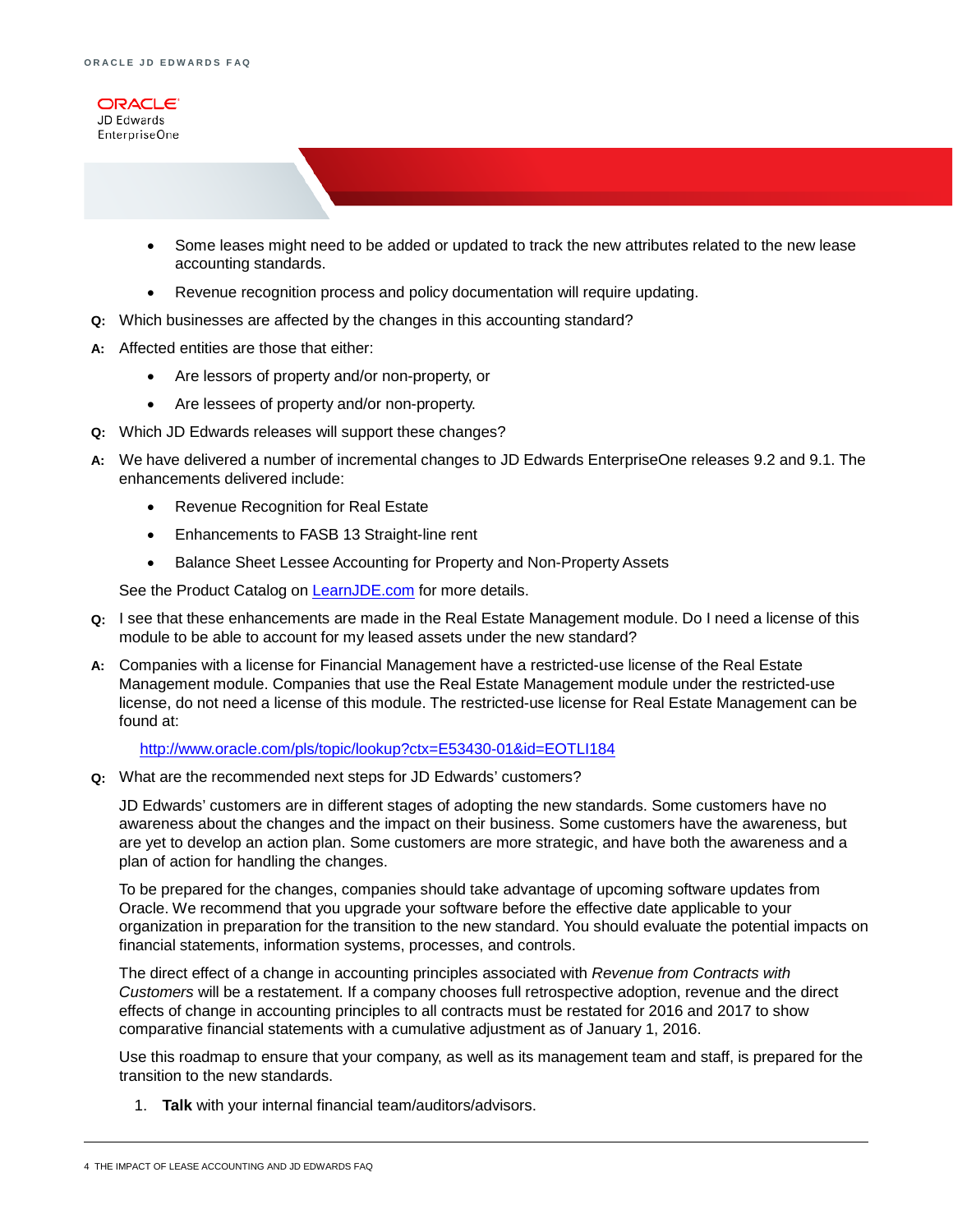- Some leases might need to be added or updated to track the new attributes related to the new lease accounting standards.
- Revenue recognition process and policy documentation will require updating.

**Q:** Which businesses are affected by the changes in this accounting standard?

**A:** Affected entities are those that either:

- Are lessors of property and/or non-property, or
- Are lessees of property and/or non-property.

**Q:** Which JD Edwards releases will support these changes?

**A:** We have delivered a number of incremental changes to JD Edwards EnterpriseOne releases 9.2 and 9.1. The enhancements delivered include:

- Revenue Recognition for Real Estate
- Enhancements to FASB 13 Straight-line rent
- Balance Sheet Lessee Accounting for Property and Non-Property Assets

See the Product Catalog on [LearnJDE.com](LearnJDE.com) for more details.

**Q:** I see that these enhancements are made in the Real Estate Management module. Do I need a license of this module to be able to account for my leased assets under the new standard?

**A:** Companies with a license for Financial Management have a restricted-use license of the Real Estate Management module. Companies that use the Real Estate Management module under the restricted-use license, do not need a license of this module. The restricted-use license for Real Estate Management can be found at:

http://www.oracle.com/pls/topic/lookup?ctx=E53430-01&id=EOTLI184

**Q:** What are the recommended next steps for JD Edwards' customers?

JD Edwards' customers are in different stages of adopting the new standards. Some customers have no awareness about the changes and the impact on their business. Some customers have the awareness, but are yet to develop an action plan. Some customers are more strategic, and have both the awareness and a plan of action for handling the changes.

To be prepared for the changes, companies should take advantage of upcoming software updates from Oracle. We recommend that you upgrade your software before the effective date applicable to your organization in preparation for the transition to the new standard. You should evaluate the potential impacts on financial statements, information systems, processes, and controls.

The direct effect of a change in accounting principles associated with *Revenue from Contracts with Customers* will be a restatement. If a company chooses full retrospective adoption, revenue and the direct effects of change in accounting principles to all contracts must be restated for 2016 and 2017 to show comparative financial statements with a cumulative adjustment as of January 1, 2016.

Use this roadmap to ensure that your company, as well as its management team and staff, is prepared for the transition to the new standards.

1. **Talk** with your internal financial team/auditors/advisors.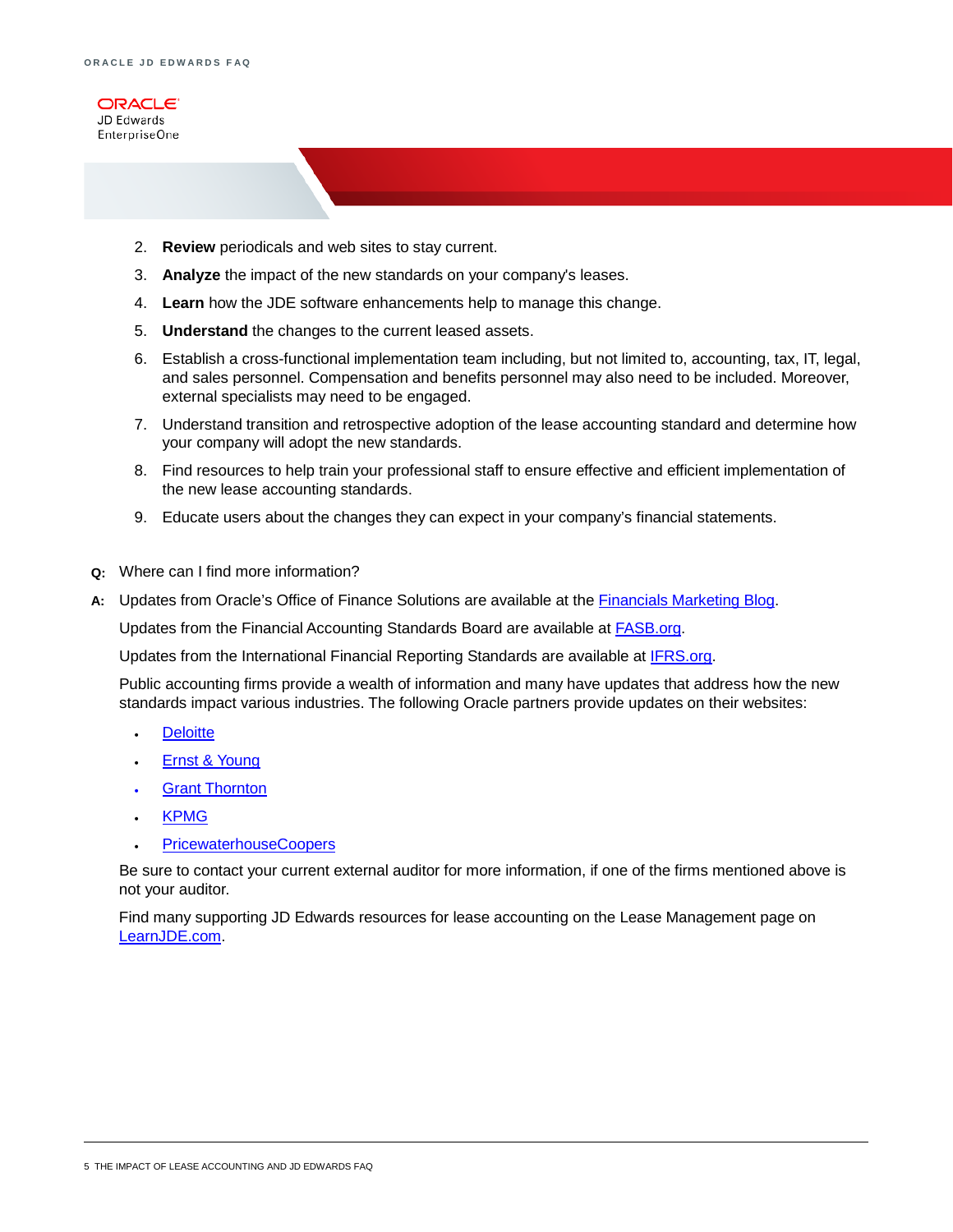2. **Review** periodicals and web sites to stay current.
3. **Analyze** the impact of the new standards on your company's leases.
4. **Learn** how the JDE software enhancements help to manage this change.
5. **Understand** the changes to the current leased assets.
6. Establish a cross-functional implementation team including, but not limited to, accounting, tax, IT, legal, and sales personnel. Compensation and benefits personnel may also need to be included. Moreover, external specialists may need to be engaged.
7. Understand transition and retrospective adoption of the lease accounting standard and determine how your company will adopt the new standards.
8. Find resources to help train your professional staff to ensure effective and efficient implementation of the new lease accounting standards.
9. Educate users about the changes they can expect in your company's financial statements.

**Q:** Where can I find more information?

**A:** Updates from Oracle's Office of Finance Solutions are available at the Financials Marketing Blog.

Updates from the Financial Accounting Standards Board are available at FASB.org.

Updates from the International Financial Reporting Standards are available at IFRS.org.

Public accounting firms provide a wealth of information and many have updates that address how the new standards impact various industries. The following Oracle partners provide updates on their websites:

- Deloitte
- Ernst & Young
- Grant Thornton
- KPMG
- PricewaterhouseCoopers

Be sure to contact your current external auditor for more information, if one of the firms mentioned above is not your auditor.

Find many supporting JD Edwards resources for lease accounting on the Lease Management page on LearnJDE.com.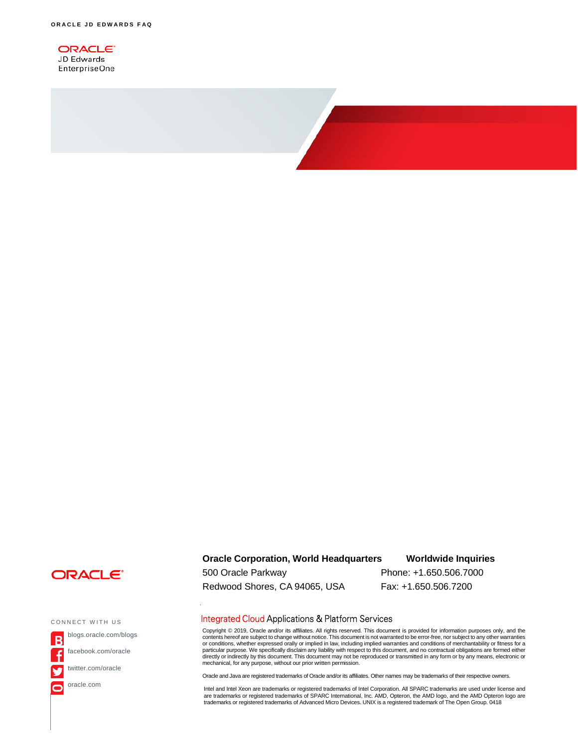ORACLE
JD Edwards
EnterpriseOne

ORACLE

**Oracle Corporation, World Headquarters**
500 Oracle Parkway
Redwood Shores, CA 94065, USA

**Worldwide Inquiries**
Phone: +1.650.506.7000
Fax: +1.650.506.7200

CONNECT WITH US

blogs.oracle.com/blogs

facebook.com/oracle

twitter.com/oracle

oracle.com

Integrated Cloud Applications & Platform Services

Copyright © 2019, Oracle and/or its affiliates. All rights reserved. This document is provided for information purposes only, and the contents hereof are subject to change without notice. This document is not warranted to be error-free, nor subject to any other warranties or conditions, whether expressed orally or implied in law, including implied warranties and conditions of merchantability or fitness for a particular purpose. We specifically disclaim any liability with respect to this document, and no contractual obligations are formed either directly or indirectly by this document. This document may not be reproduced or transmitted in any form or by any means, electronic or mechanical, for any purpose, without our prior written permission.

Oracle and Java are registered trademarks of Oracle and/or its affiliates. Other names may be trademarks of their respective owners.

Intel and Intel Xeon are trademarks or registered trademarks of Intel Corporation. All SPARC trademarks are used under license and are trademarks or registered trademarks of SPARC International, Inc. AMD, Opteron, the AMD logo, and the AMD Opteron logo are trademarks or registered trademarks of Advanced Micro Devices. UNIX is a registered trademark of The Open Group. 0418